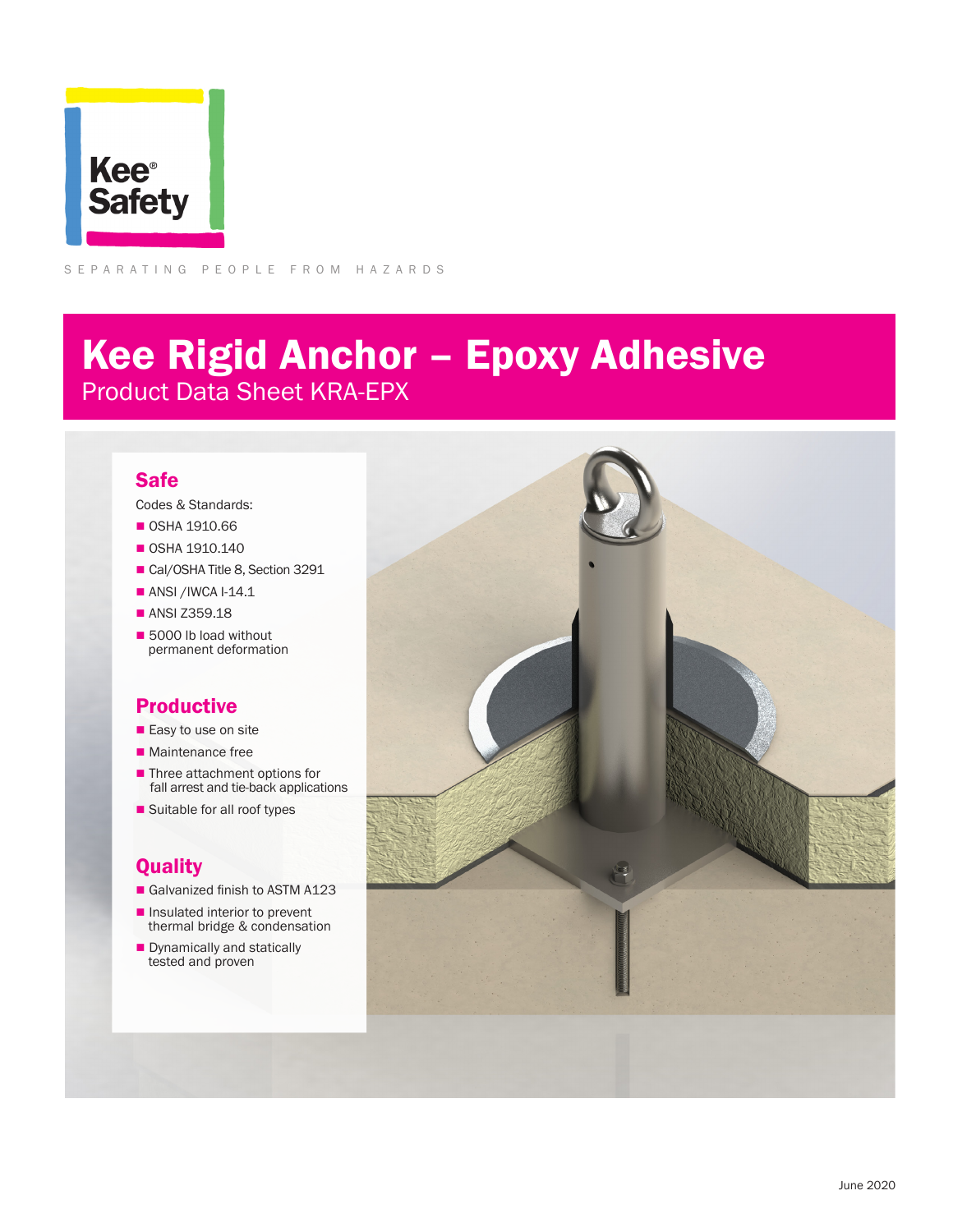Kee® Safety

SEPARATING PEOPLE FROM HAZARDS

# Kee Rigid Anchor – Epoxy Adhesive

Product Data Sheet KRA-EPX

## Safe

Codes & Standards:

- OSHA 1910.66
- OSHA 1910.140
- Cal/OSHA Title 8, Section 3291
- ANSI /IWCA I-14.1
- ANSI Z359.18
- 5000 lb load without permanent deformation

## Productive

- Easy to use on site
- Maintenance free
- Three attachment options for fall arrest and tie-back applications
- Suitable for all roof types

## Quality

- Galvanized finish to ASTM A123
- Insulated interior to prevent thermal bridge & condensation
- Dynamically and statically tested and proven

June 2020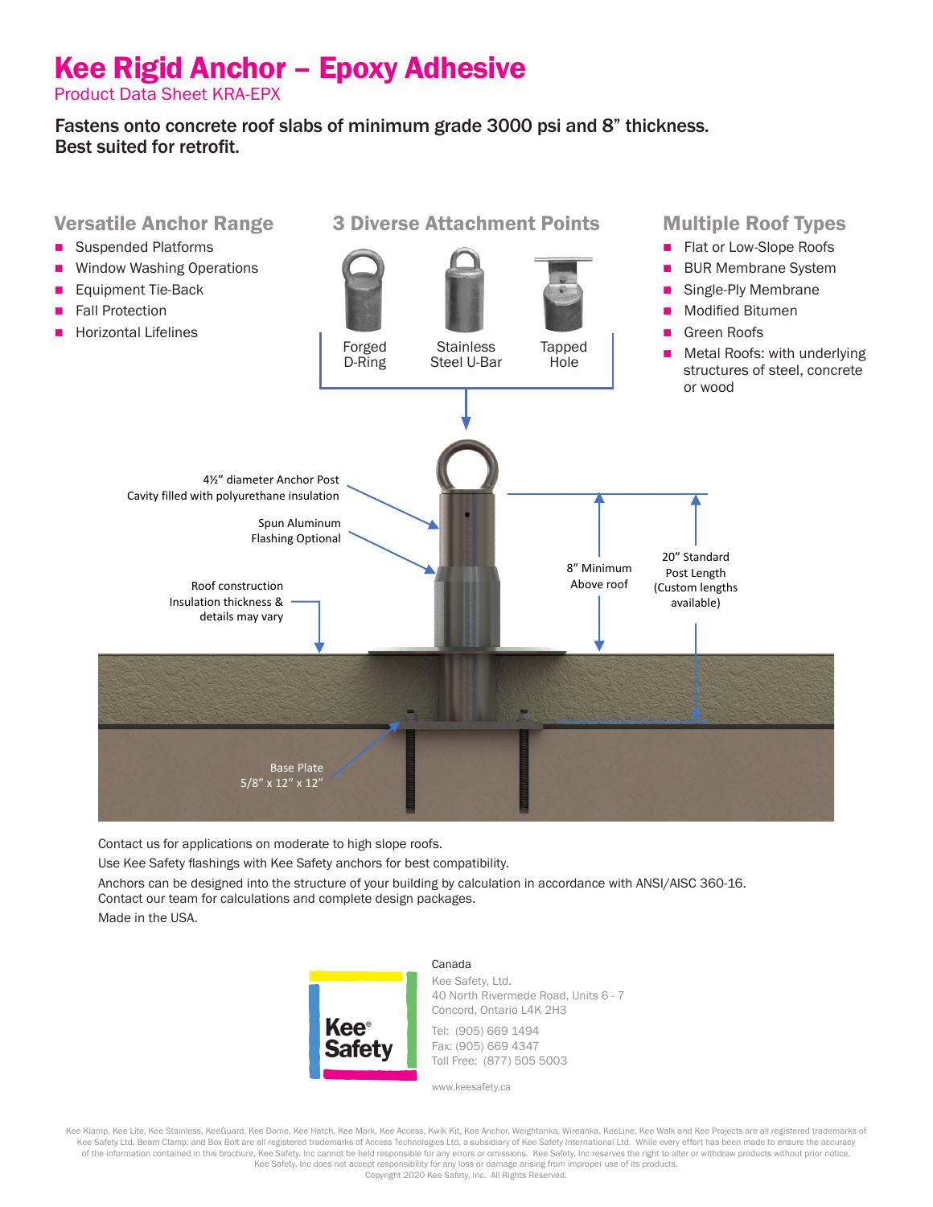# Kee Rigid Anchor – Epoxy Adhesive

Product Data Sheet KRA-EPX

**Fastens onto concrete roof slabs of minimum grade 3000 psi and 8" thickness. Best suited for retrofit.**

## Versatile Anchor Range

- Suspended Platforms
- Window Washing Operations
- Equipment Tie-Back
- Fall Protection
- Horizontal Lifelines

## 3 Diverse Attachment Points

Forged D-Ring

Stainless Steel U-Bar

Tapped Hole

## Multiple Roof Types

- Flat or Low-Slope Roofs
- BUR Membrane System
- Single-Ply Membrane
- Modified Bitumen
- Green Roofs
- Metal Roofs: with underlying structures of steel, concrete or wood

4½" diameter Anchor Post
Cavity filled with polyurethane insulation

Spun Aluminum
Flashing Optional

Roof construction
Insulation thickness &
details may vary

8" Minimum
Above roof

20" Standard
Post Length
(Custom lengths
available)

Base Plate
5/8" x 12" x 12"

Contact us for applications on moderate to high slope roofs.

Use Kee Safety flashings with Kee Safety anchors for best compatibility.

Anchors can be designed into the structure of your building by calculation in accordance with ANSI/AISC 360-16. Contact our team for calculations and complete design packages.

Made in the USA.

Kee® Safety

Canada

Kee Safety, Ltd.
40 North Rivermede Road, Units 6 - 7
Concord, Ontario L4K 2H3

Tel: (905) 669 1494
Fax: (905) 669 4347
Toll Free: (877) 505 5003

www.keesafety.ca

Kee Klamp, Kee Lite, Kee Stainless, KeeGuard, Kee Dome, Kee Hatch, Kee Mark, Kee Access, Kwik Kit, Kee Anchor, Weightanka, Wireanka, KeeLine, Kee Walk and Kee Projects are all registered trademarks of Kee Safety Ltd, Beam Clamp, and Box Bolt are all registered trademarks of Access Technologies Ltd, a subsidiary of Kee Safety International Ltd. While every effort has been made to ensure the accuracy of the information contained in this brochure, Kee Safety, Inc cannot be held responsible for any errors or omissions. Kee Safety, Inc reserves the right to alter or withdraw products without prior notice. Kee Safety, Inc does not accept responsibility for any loss or damage arising from improper use of its products.
Copyright 2020 Kee Safety, Inc. All Rights Reserved.